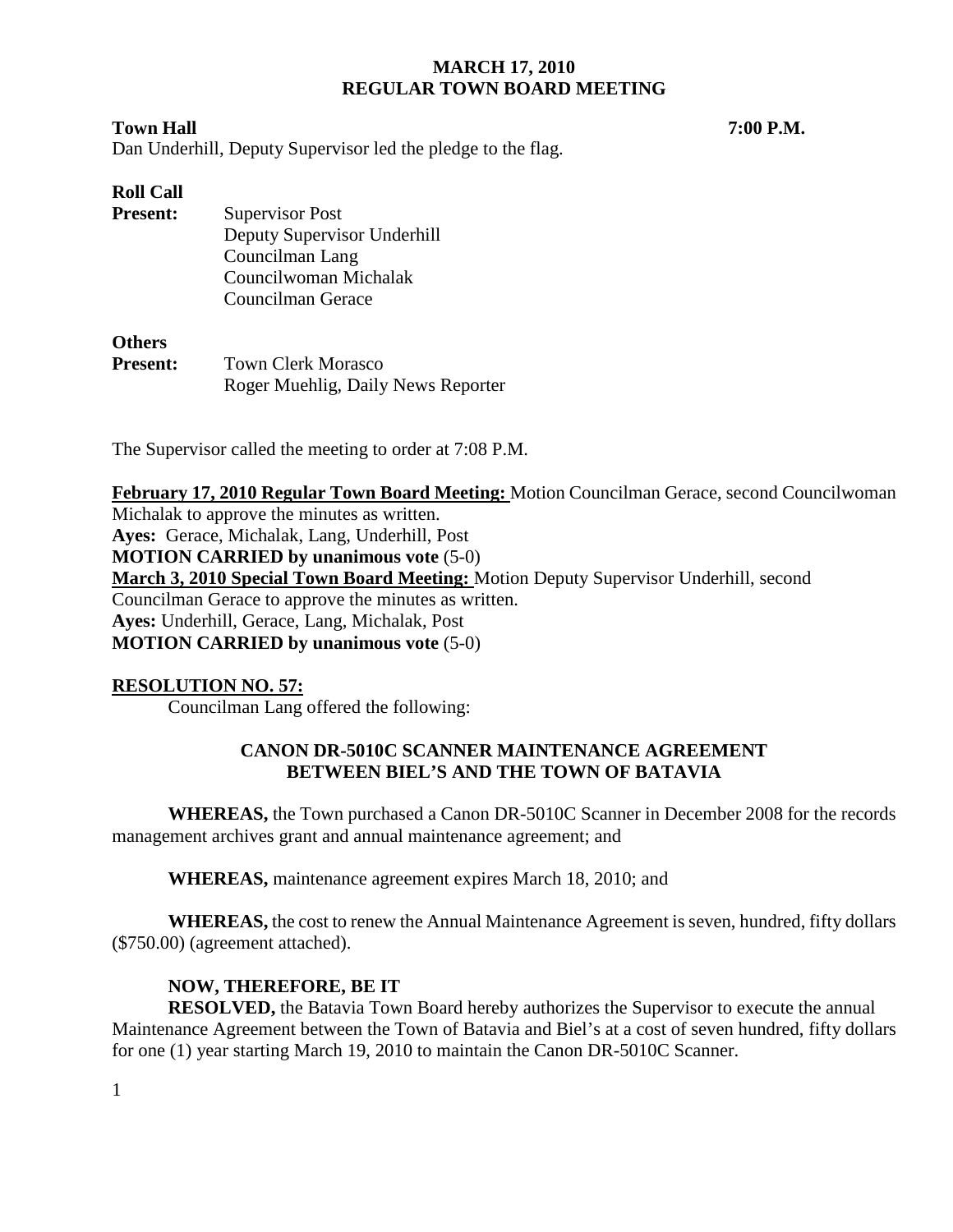# MARCH 17, 2010
## REGULAR TOWN BOARD MEETING

**Town Hall** **7:00 P.M.**

Dan Underhill, Deputy Supervisor led the pledge to the flag.

**Roll Call**

**Present:** Supervisor Post
Deputy Supervisor Underhill
Councilman Lang
Councilwoman Michalak
Councilman Gerace

**Others**

**Present:** Town Clerk Morasco
Roger Muehlig, Daily News Reporter

The Supervisor called the meeting to order at 7:08 P.M.

**February 17, 2010 Regular Town Board Meeting:** Motion Councilman Gerace, second Councilwoman Michalak to approve the minutes as written.
**Ayes:** Gerace, Michalak, Lang, Underhill, Post
**MOTION CARRIED by unanimous vote** (5-0)
**March 3, 2010 Special Town Board Meeting:** Motion Deputy Supervisor Underhill, second Councilman Gerace to approve the minutes as written.
**Ayes:** Underhill, Gerace, Lang, Michalak, Post
**MOTION CARRIED by unanimous vote** (5-0)

**RESOLUTION NO. 57:**

Councilman Lang offered the following:

**CANON DR-5010C SCANNER MAINTENANCE AGREEMENT BETWEEN BIEL'S AND THE TOWN OF BATAVIA**

**WHEREAS,** the Town purchased a Canon DR-5010C Scanner in December 2008 for the records management archives grant and annual maintenance agreement; and

**WHEREAS,** maintenance agreement expires March 18, 2010; and

**WHEREAS,** the cost to renew the Annual Maintenance Agreement is seven, hundred, fifty dollars ($750.00) (agreement attached).

**NOW, THEREFORE, BE IT**

**RESOLVED,** the Batavia Town Board hereby authorizes the Supervisor to execute the annual Maintenance Agreement between the Town of Batavia and Biel's at a cost of seven hundred, fifty dollars for one (1) year starting March 19, 2010 to maintain the Canon DR-5010C Scanner.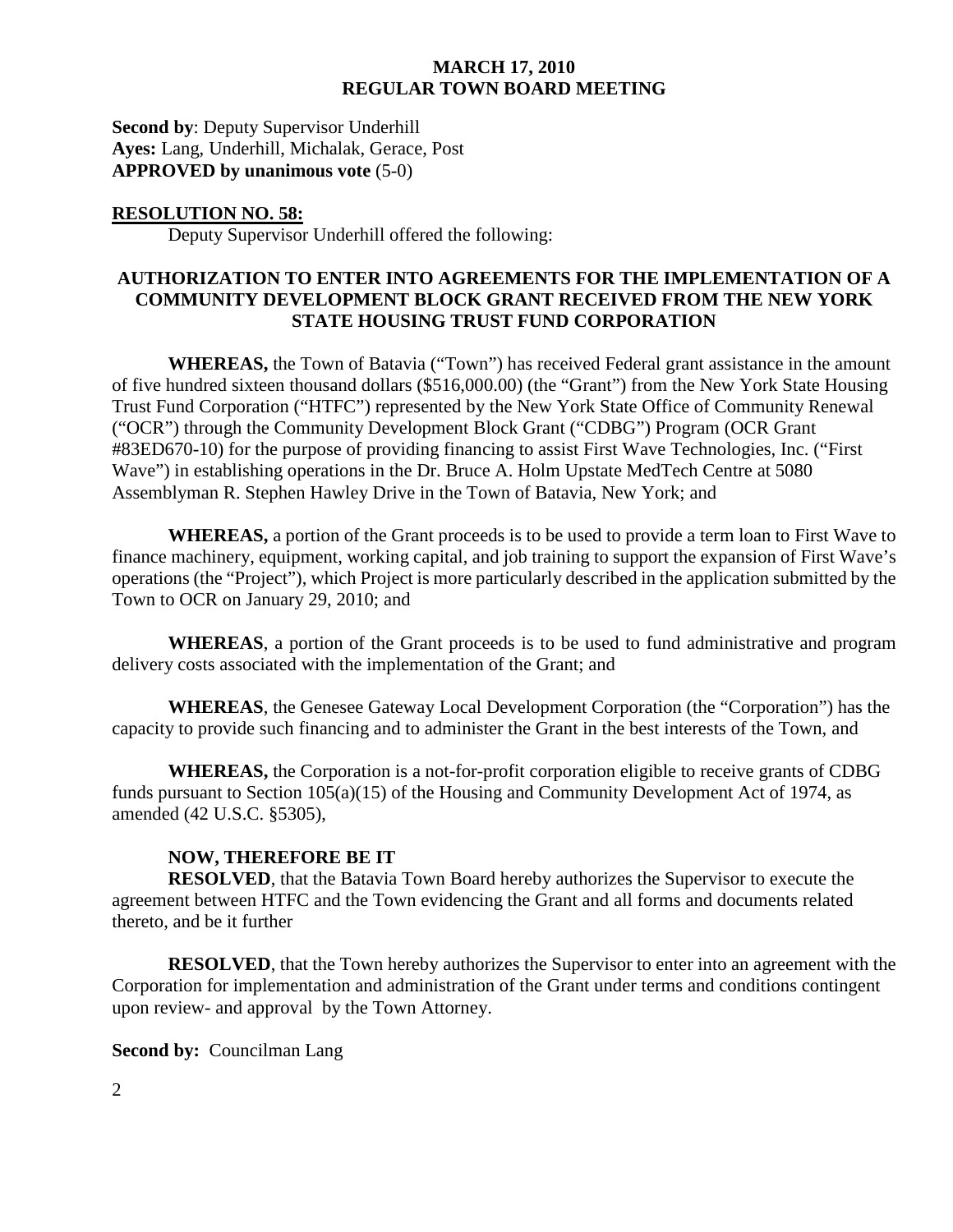**Second by**: Deputy Supervisor Underhill
**Ayes:** Lang, Underhill, Michalak, Gerace, Post
**APPROVED by unanimous vote** (5-0)

**RESOLUTION NO. 58:**

Deputy Supervisor Underhill offered the following:

**AUTHORIZATION TO ENTER INTO AGREEMENTS FOR THE IMPLEMENTATION OF A COMMUNITY DEVELOPMENT BLOCK GRANT RECEIVED FROM THE NEW YORK STATE HOUSING TRUST FUND CORPORATION**

**WHEREAS,** the Town of Batavia ("Town") has received Federal grant assistance in the amount of five hundred sixteen thousand dollars ($516,000.00) (the "Grant") from the New York State Housing Trust Fund Corporation ("HTFC") represented by the New York State Office of Community Renewal ("OCR") through the Community Development Block Grant ("CDBG") Program (OCR Grant #83ED670-10) for the purpose of providing financing to assist First Wave Technologies, Inc. ("First Wave") in establishing operations in the Dr. Bruce A. Holm Upstate MedTech Centre at 5080 Assemblyman R. Stephen Hawley Drive in the Town of Batavia, New York; and

**WHEREAS,** a portion of the Grant proceeds is to be used to provide a term loan to First Wave to finance machinery, equipment, working capital, and job training to support the expansion of First Wave's operations (the "Project"), which Project is more particularly described in the application submitted by the Town to OCR on January 29, 2010; and

**WHEREAS**, a portion of the Grant proceeds is to be used to fund administrative and program delivery costs associated with the implementation of the Grant; and

**WHEREAS**, the Genesee Gateway Local Development Corporation (the "Corporation") has the capacity to provide such financing and to administer the Grant in the best interests of the Town, and

**WHEREAS,** the Corporation is a not-for-profit corporation eligible to receive grants of CDBG funds pursuant to Section 105(a)(15) of the Housing and Community Development Act of 1974, as amended (42 U.S.C. §5305),

**NOW, THEREFORE BE IT**

**RESOLVED**, that the Batavia Town Board hereby authorizes the Supervisor to execute the agreement between HTFC and the Town evidencing the Grant and all forms and documents related thereto, and be it further

**RESOLVED**, that the Town hereby authorizes the Supervisor to enter into an agreement with the Corporation for implementation and administration of the Grant under terms and conditions contingent upon review- and approval by the Town Attorney.

**Second by:** Councilman Lang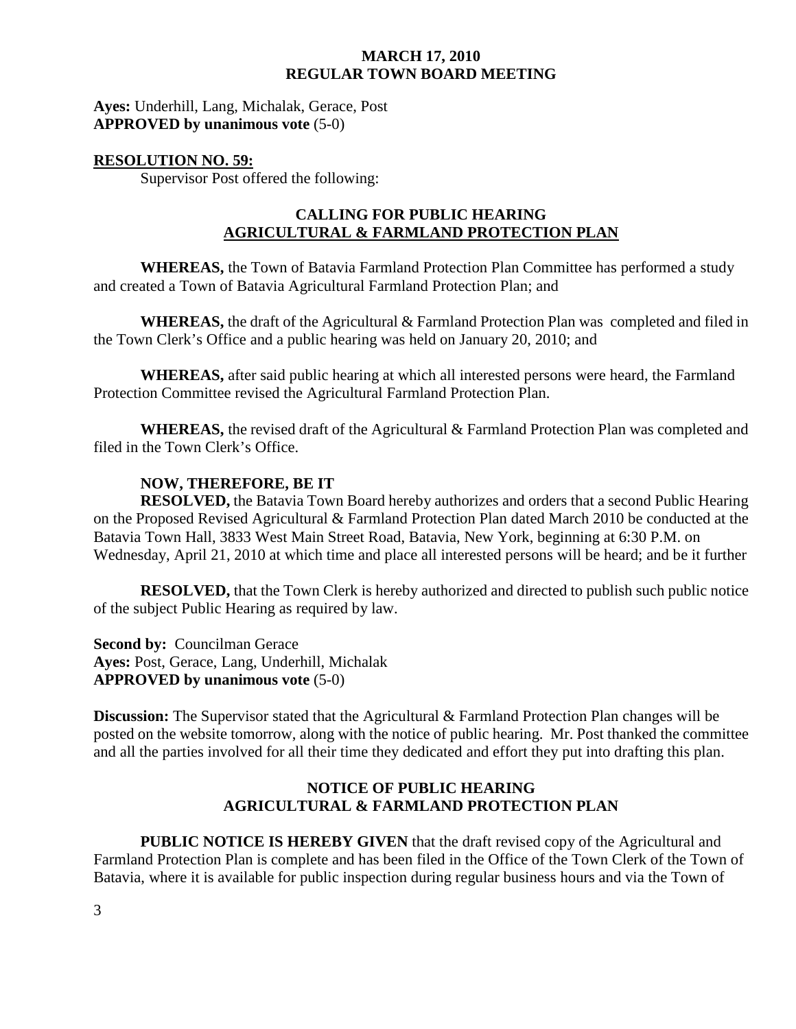**Ayes:** Underhill, Lang, Michalak, Gerace, Post
**APPROVED by unanimous vote** (5-0)

**RESOLUTION NO. 59:**

Supervisor Post offered the following:

**CALLING FOR PUBLIC HEARING**
**AGRICULTURAL & FARMLAND PROTECTION PLAN**

**WHEREAS,** the Town of Batavia Farmland Protection Plan Committee has performed a study and created a Town of Batavia Agricultural Farmland Protection Plan; and

**WHEREAS,** the draft of the Agricultural & Farmland Protection Plan was completed and filed in the Town Clerk's Office and a public hearing was held on January 20, 2010; and

**WHEREAS,** after said public hearing at which all interested persons were heard, the Farmland Protection Committee revised the Agricultural Farmland Protection Plan.

**WHEREAS,** the revised draft of the Agricultural & Farmland Protection Plan was completed and filed in the Town Clerk's Office.

**NOW, THEREFORE, BE IT**

**RESOLVED,** the Batavia Town Board hereby authorizes and orders that a second Public Hearing on the Proposed Revised Agricultural & Farmland Protection Plan dated March 2010 be conducted at the Batavia Town Hall, 3833 West Main Street Road, Batavia, New York, beginning at 6:30 P.M. on Wednesday, April 21, 2010 at which time and place all interested persons will be heard; and be it further

**RESOLVED,** that the Town Clerk is hereby authorized and directed to publish such public notice of the subject Public Hearing as required by law.

**Second by:** Councilman Gerace
**Ayes:** Post, Gerace, Lang, Underhill, Michalak
**APPROVED by unanimous vote** (5-0)

**Discussion:** The Supervisor stated that the Agricultural & Farmland Protection Plan changes will be posted on the website tomorrow, along with the notice of public hearing. Mr. Post thanked the committee and all the parties involved for all their time they dedicated and effort they put into drafting this plan.

**NOTICE OF PUBLIC HEARING**
**AGRICULTURAL & FARMLAND PROTECTION PLAN**

**PUBLIC NOTICE IS HEREBY GIVEN** that the draft revised copy of the Agricultural and Farmland Protection Plan is complete and has been filed in the Office of the Town Clerk of the Town of Batavia, where it is available for public inspection during regular business hours and via the Town of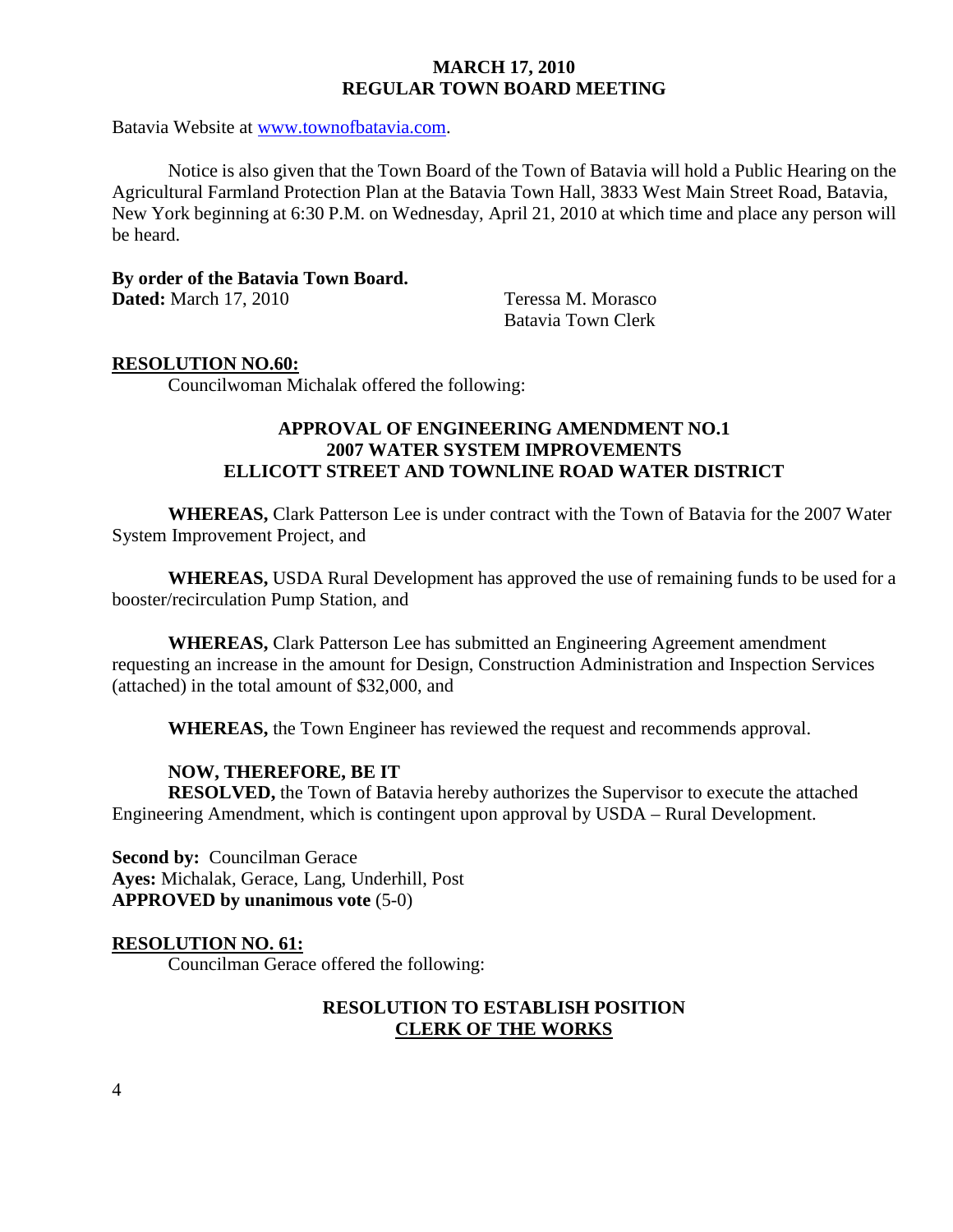Batavia Website at www.townofbatavia.com.

Notice is also given that the Town Board of the Town of Batavia will hold a Public Hearing on the Agricultural Farmland Protection Plan at the Batavia Town Hall, 3833 West Main Street Road, Batavia, New York beginning at 6:30 P.M. on Wednesday, April 21, 2010 at which time and place any person will be heard.

**By order of the Batavia Town Board.**
**Dated:** March 17, 2010

Teressa M. Morasco
Batavia Town Clerk

**RESOLUTION NO.60:**

Councilwoman Michalak offered the following:

**APPROVAL OF ENGINEERING AMENDMENT NO.1**
**2007 WATER SYSTEM IMPROVEMENTS**
**ELLICOTT STREET AND TOWNLINE ROAD WATER DISTRICT**

**WHEREAS,** Clark Patterson Lee is under contract with the Town of Batavia for the 2007 Water System Improvement Project, and

**WHEREAS,** USDA Rural Development has approved the use of remaining funds to be used for a booster/recirculation Pump Station, and

**WHEREAS,** Clark Patterson Lee has submitted an Engineering Agreement amendment requesting an increase in the amount for Design, Construction Administration and Inspection Services (attached) in the total amount of $32,000, and

**WHEREAS,** the Town Engineer has reviewed the request and recommends approval.

**NOW, THEREFORE, BE IT**
**RESOLVED,** the Town of Batavia hereby authorizes the Supervisor to execute the attached Engineering Amendment, which is contingent upon approval by USDA – Rural Development.

**Second by:** Councilman Gerace
**Ayes:** Michalak, Gerace, Lang, Underhill, Post
**APPROVED by unanimous vote** (5-0)

**RESOLUTION NO. 61:**

Councilman Gerace offered the following:

**RESOLUTION TO ESTABLISH POSITION**
**CLERK OF THE WORKS**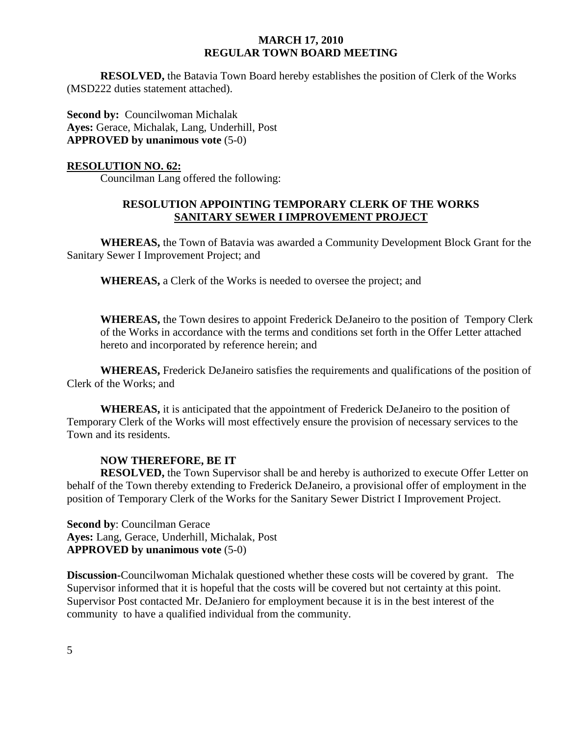**MARCH 17, 2010**
**REGULAR TOWN BOARD MEETING**

**RESOLVED,** the Batavia Town Board hereby establishes the position of Clerk of the Works (MSD222 duties statement attached).

**Second by:** Councilwoman Michalak
**Ayes:** Gerace, Michalak, Lang, Underhill, Post
**APPROVED by unanimous vote** (5-0)

**RESOLUTION NO. 62:**

Councilman Lang offered the following:

**RESOLUTION APPOINTING TEMPORARY CLERK OF THE WORKS**
**SANITARY SEWER I IMPROVEMENT PROJECT**

**WHEREAS,** the Town of Batavia was awarded a Community Development Block Grant for the Sanitary Sewer I Improvement Project; and

**WHEREAS,** a Clerk of the Works is needed to oversee the project; and

**WHEREAS,** the Town desires to appoint Frederick DeJaneiro to the position of Tempory Clerk of the Works in accordance with the terms and conditions set forth in the Offer Letter attached hereto and incorporated by reference herein; and

**WHEREAS,** Frederick DeJaneiro satisfies the requirements and qualifications of the position of Clerk of the Works; and

**WHEREAS,** it is anticipated that the appointment of Frederick DeJaneiro to the position of Temporary Clerk of the Works will most effectively ensure the provision of necessary services to the Town and its residents.

**NOW THEREFORE, BE IT**

**RESOLVED,** the Town Supervisor shall be and hereby is authorized to execute Offer Letter on behalf of the Town thereby extending to Frederick DeJaneiro, a provisional offer of employment in the position of Temporary Clerk of the Works for the Sanitary Sewer District I Improvement Project.

**Second by**: Councilman Gerace
**Ayes:** Lang, Gerace, Underhill, Michalak, Post
**APPROVED by unanimous vote** (5-0)

**Discussion-**Councilwoman Michalak questioned whether these costs will be covered by grant. The Supervisor informed that it is hopeful that the costs will be covered but not certainty at this point. Supervisor Post contacted Mr. DeJaniero for employment because it is in the best interest of the community to have a qualified individual from the community.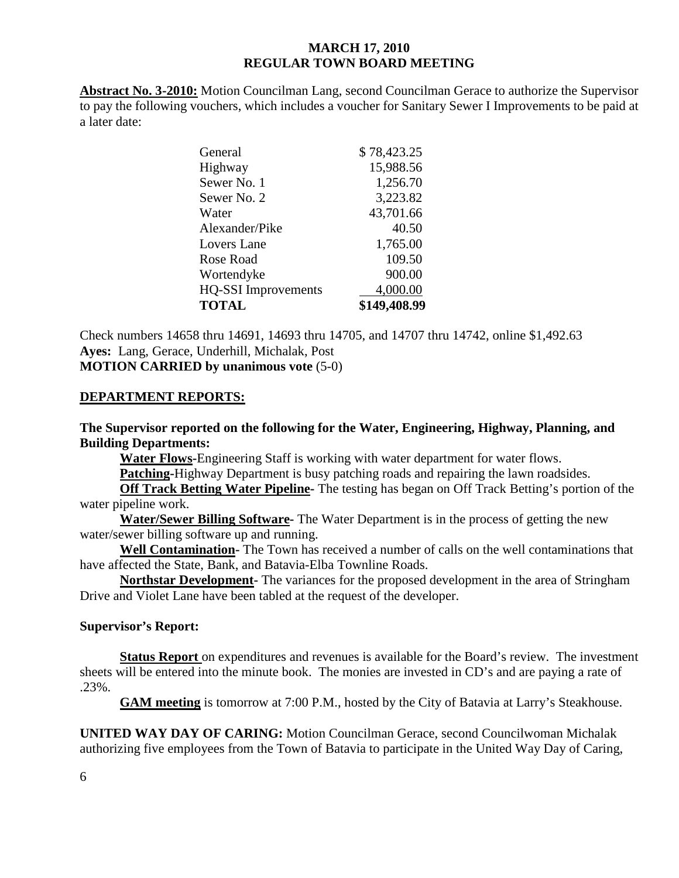**MARCH 17, 2010**
**REGULAR TOWN BOARD MEETING**

**Abstract No. 3-2010:** Motion Councilman Lang, second Councilman Gerace to authorize the Supervisor to pay the following vouchers, which includes a voucher for Sanitary Sewer I Improvements to be paid at a later date:

| | |
|---|---|
| General | $ 78,423.25 |
| Highway | 15,988.56 |
| Sewer No. 1 | 1,256.70 |
| Sewer No. 2 | 3,223.82 |
| Water | 43,701.66 |
| Alexander/Pike | 40.50 |
| Lovers Lane | 1,765.00 |
| Rose Road | 109.50 |
| Wortendyke | 900.00 |
| HQ-SSI Improvements | 4,000.00 |
| **TOTAL** | **$149,408.99** |

Check numbers 14658 thru 14691, 14693 thru 14705, and 14707 thru 14742, online $1,492.63
**Ayes:** Lang, Gerace, Underhill, Michalak, Post
**MOTION CARRIED by unanimous vote** (5-0)

## DEPARTMENT REPORTS:

**The Supervisor reported on the following for the Water, Engineering, Highway, Planning, and Building Departments:**

**Water Flows-**Engineering Staff is working with water department for water flows.

**Patching-**Highway Department is busy patching roads and repairing the lawn roadsides.

**Off Track Betting Water Pipeline-** The testing has began on Off Track Betting's portion of the water pipeline work.

**Water/Sewer Billing Software-** The Water Department is in the process of getting the new water/sewer billing software up and running.

**Well Contamination-** The Town has received a number of calls on the well contaminations that have affected the State, Bank, and Batavia-Elba Townline Roads.

**Northstar Development-** The variances for the proposed development in the area of Stringham Drive and Violet Lane have been tabled at the request of the developer.

**Supervisor's Report:**

**Status Report** on expenditures and revenues is available for the Board's review. The investment sheets will be entered into the minute book. The monies are invested in CD's and are paying a rate of .23%.

**GAM meeting** is tomorrow at 7:00 P.M., hosted by the City of Batavia at Larry's Steakhouse.

**UNITED WAY DAY OF CARING:** Motion Councilman Gerace, second Councilwoman Michalak authorizing five employees from the Town of Batavia to participate in the United Way Day of Caring,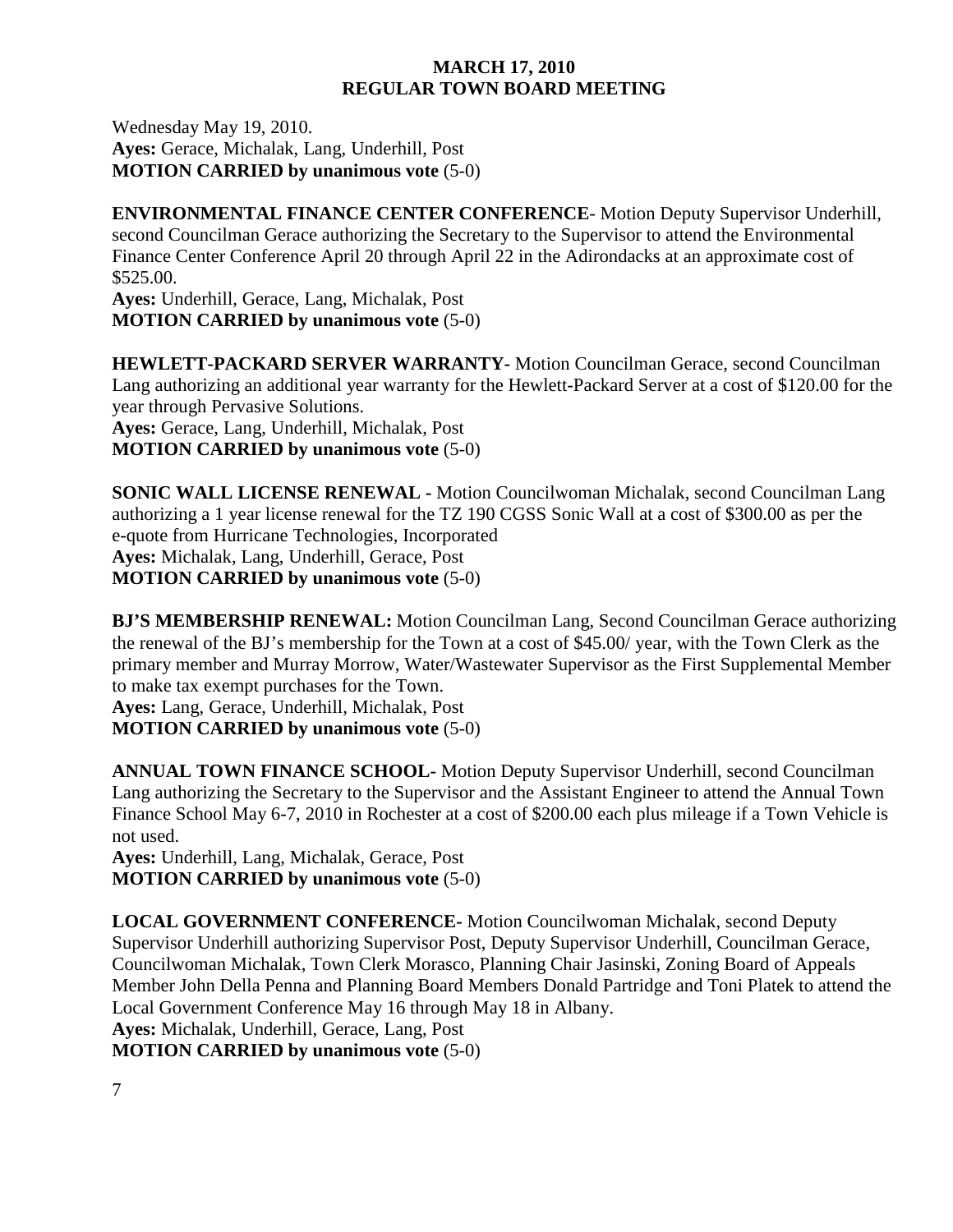Wednesday May 19, 2010.
**Ayes:** Gerace, Michalak, Lang, Underhill, Post
**MOTION CARRIED by unanimous vote** (5-0)

**ENVIRONMENTAL FINANCE CENTER CONFERENCE**- Motion Deputy Supervisor Underhill, second Councilman Gerace authorizing the Secretary to the Supervisor to attend the Environmental Finance Center Conference April 20 through April 22 in the Adirondacks at an approximate cost of $525.00.
**Ayes:** Underhill, Gerace, Lang, Michalak, Post
**MOTION CARRIED by unanimous vote** (5-0)

**HEWLETT-PACKARD SERVER WARRANTY-** Motion Councilman Gerace, second Councilman Lang authorizing an additional year warranty for the Hewlett-Packard Server at a cost of $120.00 for the year through Pervasive Solutions.
**Ayes:** Gerace, Lang, Underhill, Michalak, Post
**MOTION CARRIED by unanimous vote** (5-0)

**SONIC WALL LICENSE RENEWAL -** Motion Councilwoman Michalak, second Councilman Lang authorizing a 1 year license renewal for the TZ 190 CGSS Sonic Wall at a cost of $300.00 as per the e-quote from Hurricane Technologies, Incorporated
**Ayes:** Michalak, Lang, Underhill, Gerace, Post
**MOTION CARRIED by unanimous vote** (5-0)

**BJ'S MEMBERSHIP RENEWAL:** Motion Councilman Lang, Second Councilman Gerace authorizing the renewal of the BJ's membership for the Town at a cost of $45.00/ year, with the Town Clerk as the primary member and Murray Morrow, Water/Wastewater Supervisor as the First Supplemental Member to make tax exempt purchases for the Town.
**Ayes:** Lang, Gerace, Underhill, Michalak, Post
**MOTION CARRIED by unanimous vote** (5-0)

**ANNUAL TOWN FINANCE SCHOOL-** Motion Deputy Supervisor Underhill, second Councilman Lang authorizing the Secretary to the Supervisor and the Assistant Engineer to attend the Annual Town Finance School May 6-7, 2010 in Rochester at a cost of $200.00 each plus mileage if a Town Vehicle is not used.
**Ayes:** Underhill, Lang, Michalak, Gerace, Post
**MOTION CARRIED by unanimous vote** (5-0)

**LOCAL GOVERNMENT CONFERENCE-** Motion Councilwoman Michalak, second Deputy Supervisor Underhill authorizing Supervisor Post, Deputy Supervisor Underhill, Councilman Gerace, Councilwoman Michalak, Town Clerk Morasco, Planning Chair Jasinski, Zoning Board of Appeals Member John Della Penna and Planning Board Members Donald Partridge and Toni Platek to attend the Local Government Conference May 16 through May 18 in Albany.
**Ayes:** Michalak, Underhill, Gerace, Lang, Post
**MOTION CARRIED by unanimous vote** (5-0)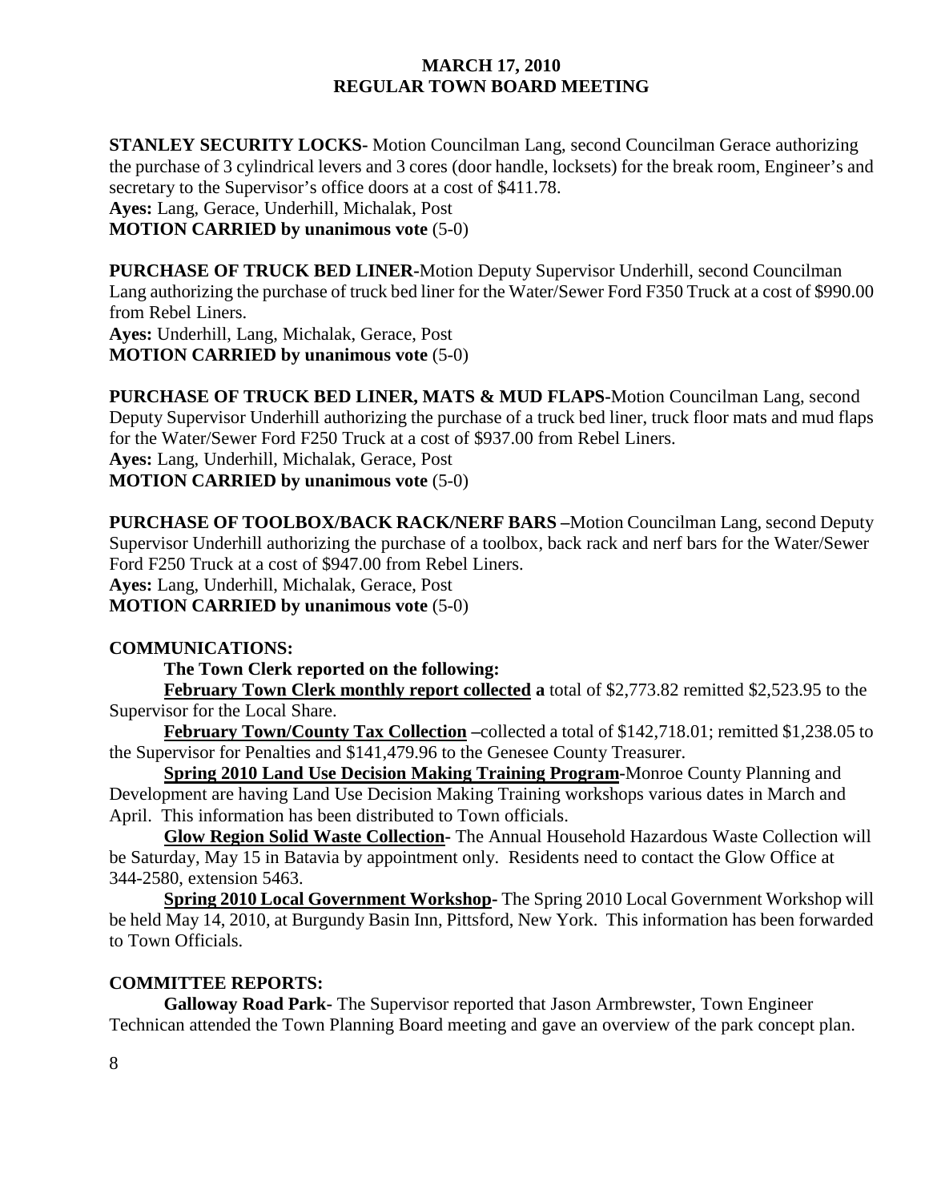**MARCH 17, 2010**
**REGULAR TOWN BOARD MEETING**

**STANLEY SECURITY LOCKS-** Motion Councilman Lang, second Councilman Gerace authorizing the purchase of 3 cylindrical levers and 3 cores (door handle, locksets) for the break room, Engineer's and secretary to the Supervisor's office doors at a cost of $411.78.
**Ayes:** Lang, Gerace, Underhill, Michalak, Post
**MOTION CARRIED by unanimous vote** (5-0)

**PURCHASE OF TRUCK BED LINER-**Motion Deputy Supervisor Underhill, second Councilman Lang authorizing the purchase of truck bed liner for the Water/Sewer Ford F350 Truck at a cost of $990.00 from Rebel Liners.
**Ayes:** Underhill, Lang, Michalak, Gerace, Post
**MOTION CARRIED by unanimous vote** (5-0)

**PURCHASE OF TRUCK BED LINER, MATS & MUD FLAPS-**Motion Councilman Lang, second Deputy Supervisor Underhill authorizing the purchase of a truck bed liner, truck floor mats and mud flaps for the Water/Sewer Ford F250 Truck at a cost of $937.00 from Rebel Liners.
**Ayes:** Lang, Underhill, Michalak, Gerace, Post
**MOTION CARRIED by unanimous vote** (5-0)

**PURCHASE OF TOOLBOX/BACK RACK/NERF BARS –**Motion Councilman Lang, second Deputy Supervisor Underhill authorizing the purchase of a toolbox, back rack and nerf bars for the Water/Sewer Ford F250 Truck at a cost of $947.00 from Rebel Liners.
**Ayes:** Lang, Underhill, Michalak, Gerace, Post
**MOTION CARRIED by unanimous vote** (5-0)

**COMMUNICATIONS:**

**The Town Clerk reported on the following:**

**February Town Clerk monthly report collected a** total of $2,773.82 remitted $2,523.95 to the Supervisor for the Local Share.

**February Town/County Tax Collection –**collected a total of $142,718.01; remitted $1,238.05 to the Supervisor for Penalties and $141,479.96 to the Genesee County Treasurer.

**Spring 2010 Land Use Decision Making Training Program-**Monroe County Planning and Development are having Land Use Decision Making Training workshops various dates in March and April. This information has been distributed to Town officials.

**Glow Region Solid Waste Collection-** The Annual Household Hazardous Waste Collection will be Saturday, May 15 in Batavia by appointment only. Residents need to contact the Glow Office at 344-2580, extension 5463.

**Spring 2010 Local Government Workshop-** The Spring 2010 Local Government Workshop will be held May 14, 2010, at Burgundy Basin Inn, Pittsford, New York. This information has been forwarded to Town Officials.

**COMMITTEE REPORTS:**

**Galloway Road Park-** The Supervisor reported that Jason Armbrewster, Town Engineer Technican attended the Town Planning Board meeting and gave an overview of the park concept plan.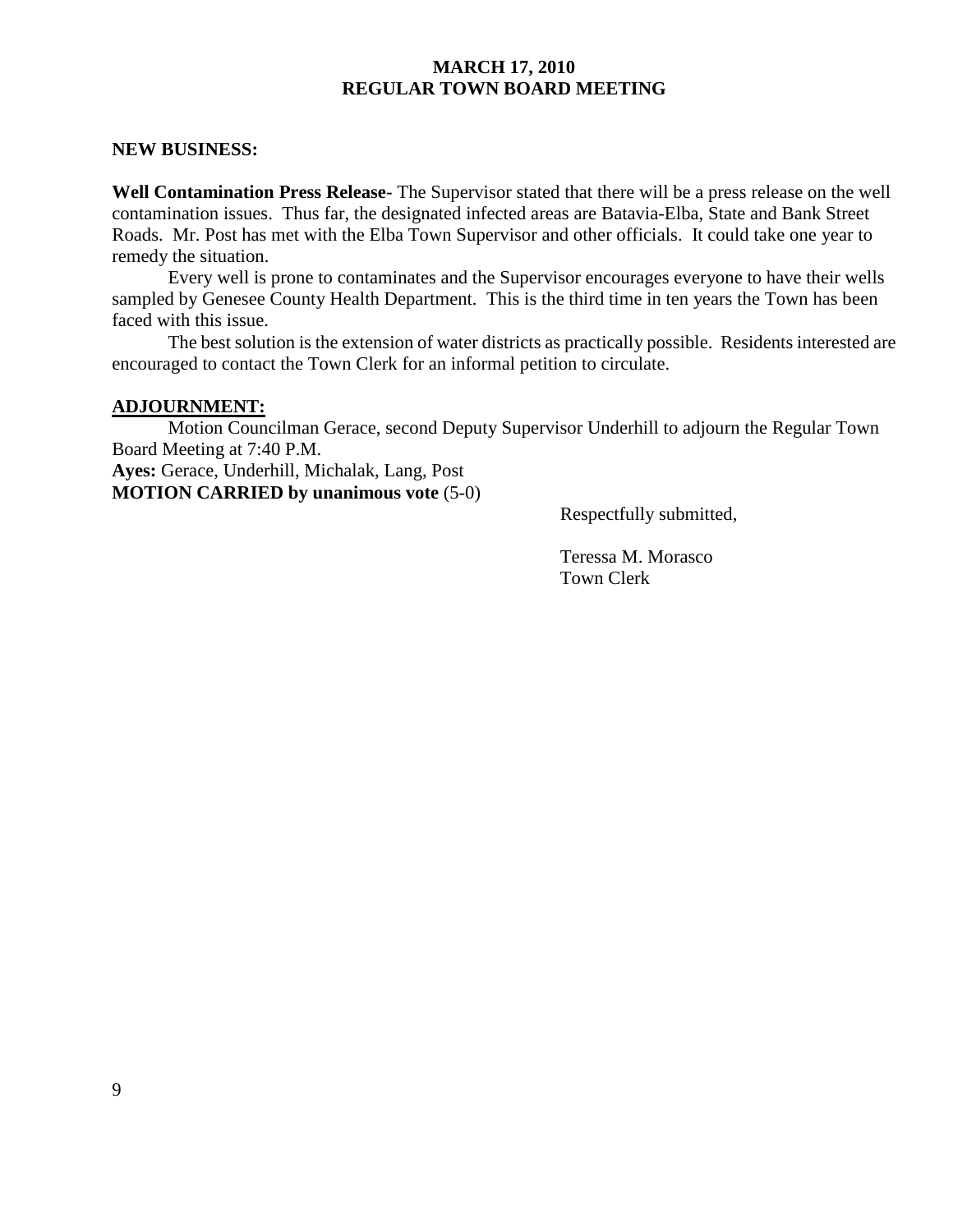**MARCH 17, 2010**
**REGULAR TOWN BOARD MEETING**

**NEW BUSINESS:**

**Well Contamination Press Release-** The Supervisor stated that there will be a press release on the well contamination issues. Thus far, the designated infected areas are Batavia-Elba, State and Bank Street Roads. Mr. Post has met with the Elba Town Supervisor and other officials. It could take one year to remedy the situation.

Every well is prone to contaminates and the Supervisor encourages everyone to have their wells sampled by Genesee County Health Department. This is the third time in ten years the Town has been faced with this issue.

The best solution is the extension of water districts as practically possible. Residents interested are encouraged to contact the Town Clerk for an informal petition to circulate.

**ADJOURNMENT:**

Motion Councilman Gerace, second Deputy Supervisor Underhill to adjourn the Regular Town Board Meeting at 7:40 P.M.
**Ayes:** Gerace, Underhill, Michalak, Lang, Post
**MOTION CARRIED by unanimous vote** (5-0)

Respectfully submitted,

Teressa M. Morasco
Town Clerk